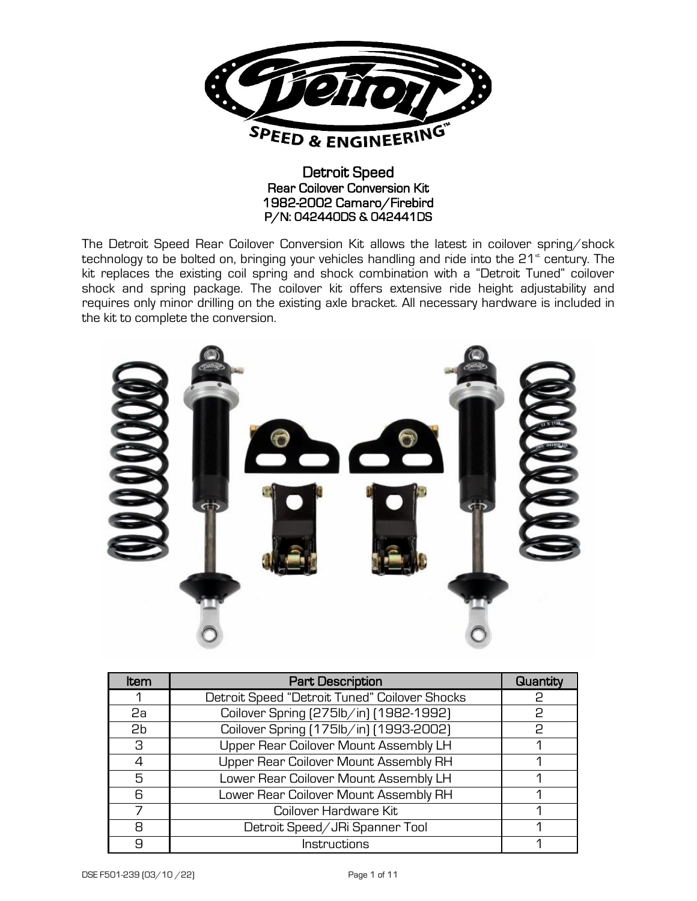# Detroit Speed

## Rear Coilover Conversion Kit
## 1982-2002 Camaro/Firebird
## P/N: 042440DS & 042441DS

The Detroit Speed Rear Coilover Conversion Kit allows the latest in coilover spring/shock technology to be bolted on, bringing your vehicles handling and ride into the 21st century. The kit replaces the existing coil spring and shock combination with a "Detroit Tuned" coilover shock and spring package. The coilover kit offers extensive ride height adjustability and requires only minor drilling on the existing axle bracket. All necessary hardware is included in the kit to complete the conversion.

| Item | Part Description | Quantity |
|---|---|---|
| 1 | Detroit Speed "Detroit Tuned" Coilover Shocks | 2 |
| 2a | Coilover Spring (275lb/in) (1982-1992) | 2 |
| 2b | Coilover Spring (175lb/in) (1993-2002) | 2 |
| 3 | Upper Rear Coilover Mount Assembly LH | 1 |
| 4 | Upper Rear Coilover Mount Assembly RH | 1 |
| 5 | Lower Rear Coilover Mount Assembly LH | 1 |
| 6 | Lower Rear Coilover Mount Assembly RH | 1 |
| 7 | Coilover Hardware Kit | 1 |
| 8 | Detroit Speed/JRi Spanner Tool | 1 |
| 9 | Instructions | 1 |

DSE F501-239 (03/10/22)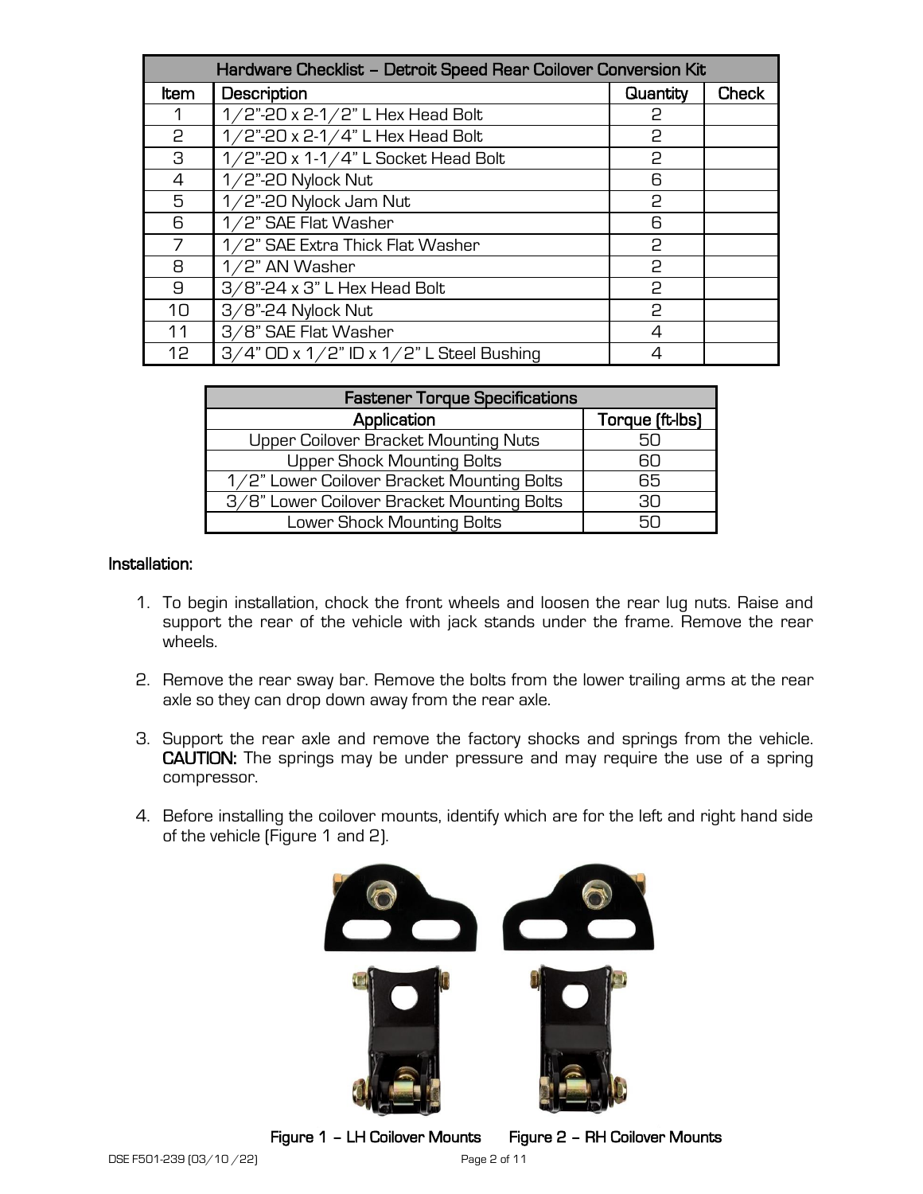| Hardware Checklist – Detroit Speed Rear Coilover Conversion Kit | | | |
|---|---|---|---|
| Item | Description | Quantity | Check |
| 1 | 1/2"-20 x 2-1/2" L Hex Head Bolt | 2 | |
| 2 | 1/2"-20 x 2-1/4" L Hex Head Bolt | 2 | |
| 3 | 1/2"-20 x 1-1/4" L Socket Head Bolt | 2 | |
| 4 | 1/2"-20 Nylock Nut | 6 | |
| 5 | 1/2"-20 Nylock Jam Nut | 2 | |
| 6 | 1/2" SAE Flat Washer | 6 | |
| 7 | 1/2" SAE Extra Thick Flat Washer | 2 | |
| 8 | 1/2" AN Washer | 2 | |
| 9 | 3/8"-24 x 3" L Hex Head Bolt | 2 | |
| 10 | 3/8"-24 Nylock Nut | 2 | |
| 11 | 3/8" SAE Flat Washer | 4 | |
| 12 | 3/4" OD x 1/2" ID x 1/2" L Steel Bushing | 4 | |

| Fastener Torque Specifications | |
|---|---|
| Application | Torque (ft-lbs) |
| Upper Coilover Bracket Mounting Nuts | 50 |
| Upper Shock Mounting Bolts | 60 |
| 1/2" Lower Coilover Bracket Mounting Bolts | 65 |
| 3/8" Lower Coilover Bracket Mounting Bolts | 30 |
| Lower Shock Mounting Bolts | 50 |

**Installation:**

1. To begin installation, chock the front wheels and loosen the rear lug nuts. Raise and support the rear of the vehicle with jack stands under the frame. Remove the rear wheels.

2. Remove the rear sway bar. Remove the bolts from the lower trailing arms at the rear axle so they can drop down away from the rear axle.

3. Support the rear axle and remove the factory shocks and springs from the vehicle. **CAUTION:** The springs may be under pressure and may require the use of a spring compressor.

4. Before installing the coilover mounts, identify which are for the left and right hand side of the vehicle (Figure 1 and 2).

**Figure 1 – LH Coilover Mounts** **Figure 2 – RH Coilover Mounts**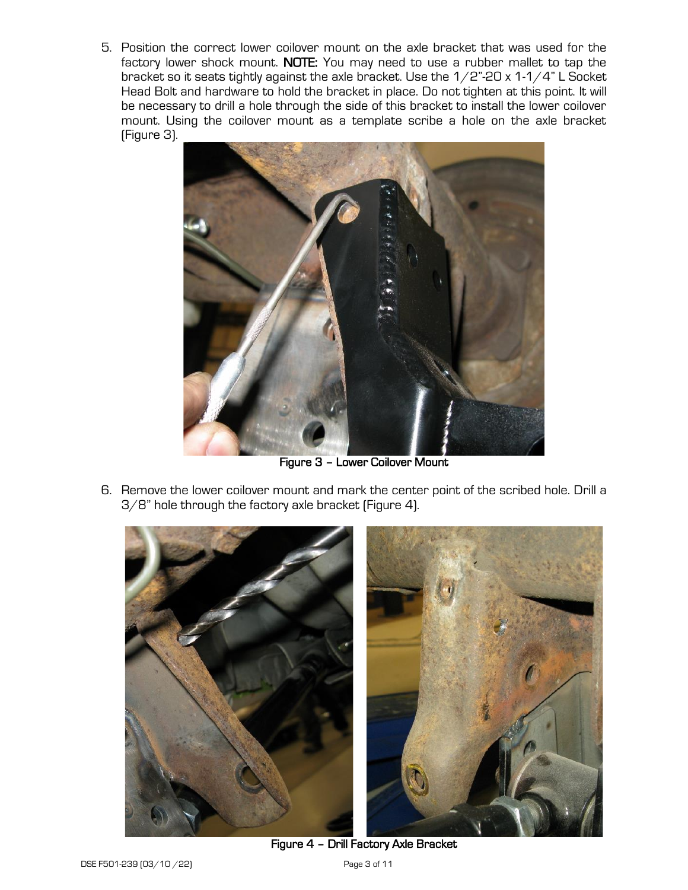5. Position the correct lower coilover mount on the axle bracket that was used for the factory lower shock mount. **NOTE:** You may need to use a rubber mallet to tap the bracket so it seats tightly against the axle bracket. Use the 1/2"-20 x 1-1/4" L Socket Head Bolt and hardware to hold the bracket in place. Do not tighten at this point. It will be necessary to drill a hole through the side of this bracket to install the lower coilover mount. Using the coilover mount as a template scribe a hole on the axle bracket (Figure 3).

**Figure 3 – Lower Coilover Mount**

6. Remove the lower coilover mount and mark the center point of the scribed hole. Drill a 3/8" hole through the factory axle bracket (Figure 4).

**Figure 4 – Drill Factory Axle Bracket**

DSE F501-239 (03/10 /22)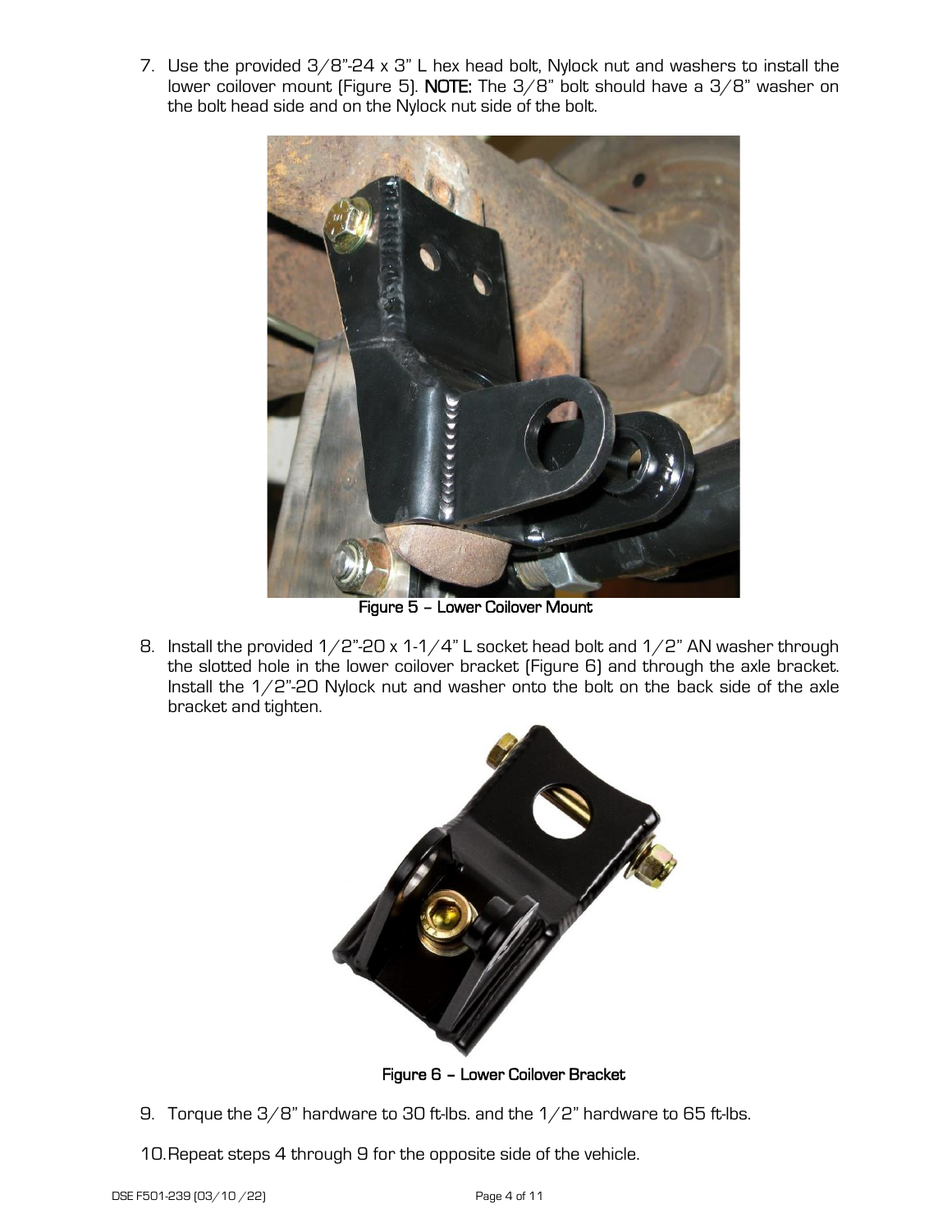7. Use the provided 3/8"-24 x 3" L hex head bolt, Nylock nut and washers to install the lower coilover mount (Figure 5). **NOTE:** The 3/8" bolt should have a 3/8" washer on the bolt head side and on the Nylock nut side of the bolt.

**Figure 5 – Lower Coilover Mount**

8. Install the provided 1/2"-20 x 1-1/4" L socket head bolt and 1/2" AN washer through the slotted hole in the lower coilover bracket (Figure 6) and through the axle bracket. Install the 1/2"-20 Nylock nut and washer onto the bolt on the back side of the axle bracket and tighten.

**Figure 6 – Lower Coilover Bracket**

9. Torque the 3/8" hardware to 30 ft-lbs. and the 1/2" hardware to 65 ft-lbs.

10. Repeat steps 4 through 9 for the opposite side of the vehicle.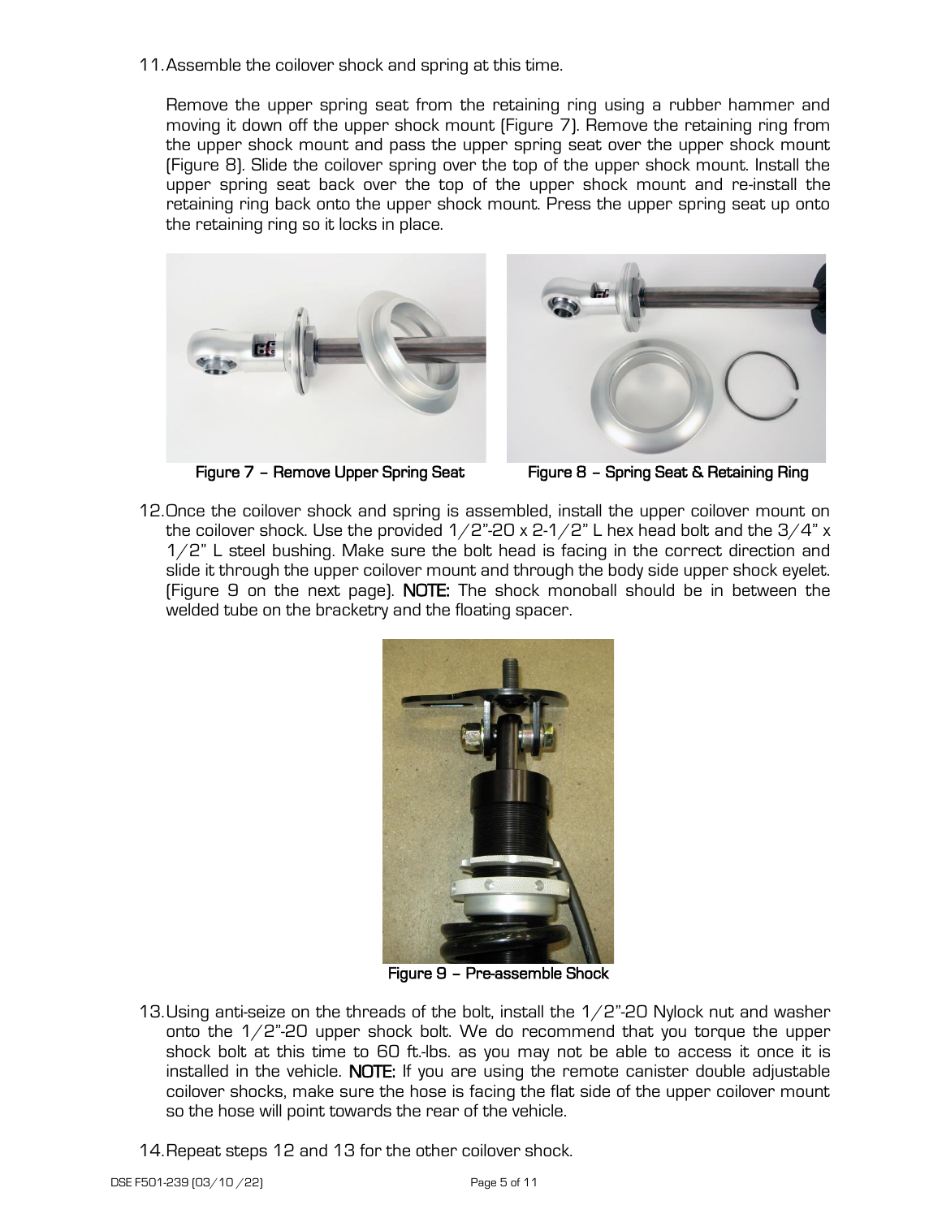11. Assemble the coilover shock and spring at this time.

    Remove the upper spring seat from the retaining ring using a rubber hammer and moving it down off the upper shock mount (Figure 7). Remove the retaining ring from the upper shock mount and pass the upper spring seat over the upper shock mount (Figure 8). Slide the coilover spring over the top of the upper shock mount. Install the upper spring seat back over the top of the upper shock mount and re-install the retaining ring back onto the upper shock mount. Press the upper spring seat up onto the retaining ring so it locks in place.

**Figure 7 – Remove Upper Spring Seat**

**Figure 8 – Spring Seat & Retaining Ring**

12. Once the coilover shock and spring is assembled, install the upper coilover mount on the coilover shock. Use the provided 1/2"-20 x 2-1/2" L hex head bolt and the 3/4" x 1/2" L steel bushing. Make sure the bolt head is facing in the correct direction and slide it through the upper coilover mount and through the body side upper shock eyelet. (Figure 9 on the next page). **NOTE:** The shock monoball should be in between the welded tube on the bracketry and the floating spacer.

**Figure 9 – Pre-assemble Shock**

13. Using anti-seize on the threads of the bolt, install the 1/2"-20 Nylock nut and washer onto the 1/2"-20 upper shock bolt. We do recommend that you torque the upper shock bolt at this time to 60 ft.-lbs. as you may not be able to access it once it is installed in the vehicle. **NOTE:** If you are using the remote canister double adjustable coilover shocks, make sure the hose is facing the flat side of the upper coilover mount so the hose will point towards the rear of the vehicle.

14. Repeat steps 12 and 13 for the other coilover shock.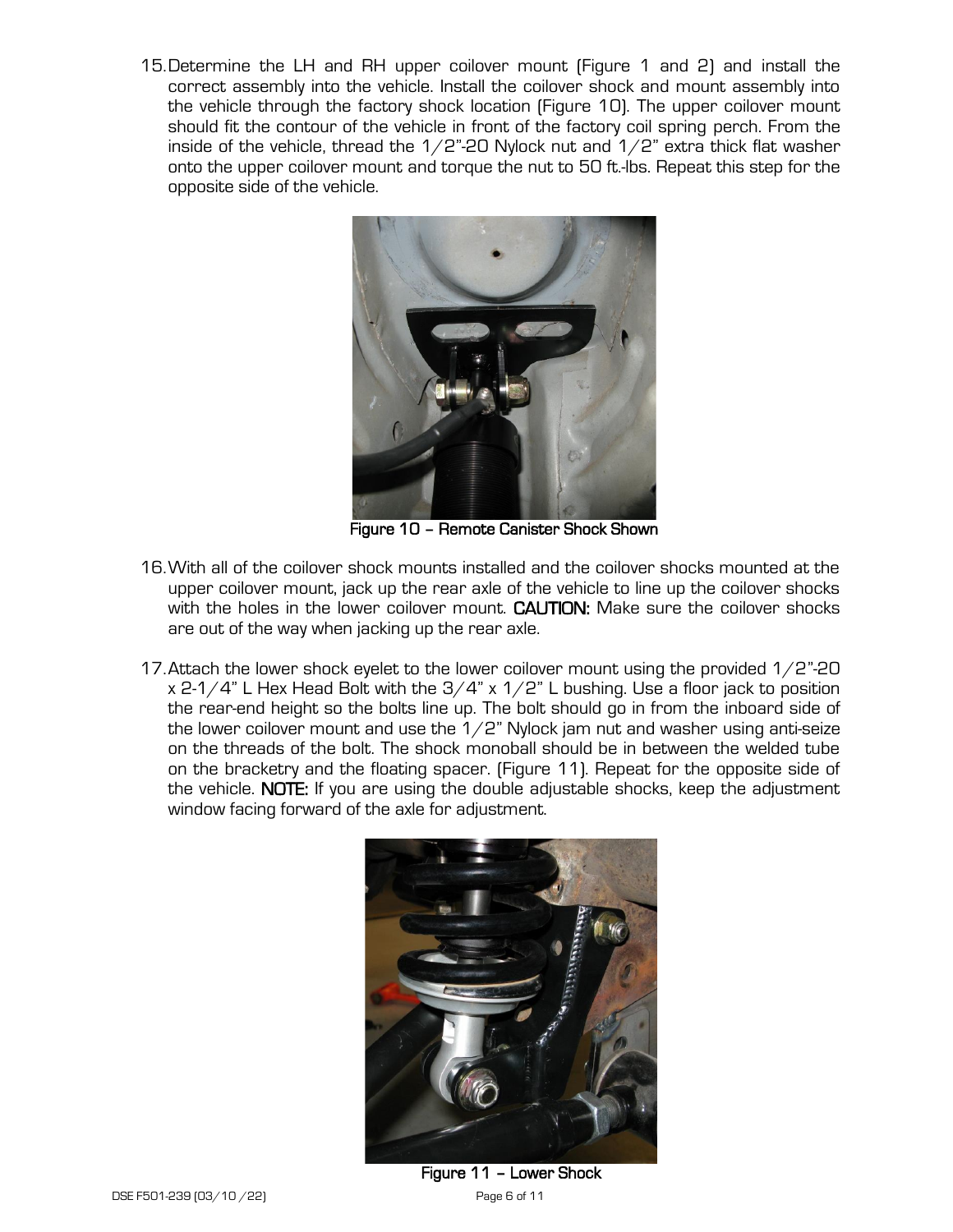15. Determine the LH and RH upper coilover mount (Figure 1 and 2) and install the correct assembly into the vehicle. Install the coilover shock and mount assembly into the vehicle through the factory shock location (Figure 10). The upper coilover mount should fit the contour of the vehicle in front of the factory coil spring perch. From the inside of the vehicle, thread the 1/2"-20 Nylock nut and 1/2" extra thick flat washer onto the upper coilover mount and torque the nut to 50 ft.-lbs. Repeat this step for the opposite side of the vehicle.

**Figure 10 – Remote Canister Shock Shown**

16. With all of the coilover shock mounts installed and the coilover shocks mounted at the upper coilover mount, jack up the rear axle of the vehicle to line up the coilover shocks with the holes in the lower coilover mount. **CAUTION:** Make sure the coilover shocks are out of the way when jacking up the rear axle.

17. Attach the lower shock eyelet to the lower coilover mount using the provided 1/2"-20 x 2-1/4" L Hex Head Bolt with the 3/4" x 1/2" L bushing. Use a floor jack to position the rear-end height so the bolts line up. The bolt should go in from the inboard side of the lower coilover mount and use the 1/2" Nylock jam nut and washer using anti-seize on the threads of the bolt. The shock monoball should be in between the welded tube on the bracketry and the floating spacer. (Figure 11). Repeat for the opposite side of the vehicle. **NOTE:** If you are using the double adjustable shocks, keep the adjustment window facing forward of the axle for adjustment.

**Figure 11 – Lower Shock**

DSE F501-239 (03/10/22)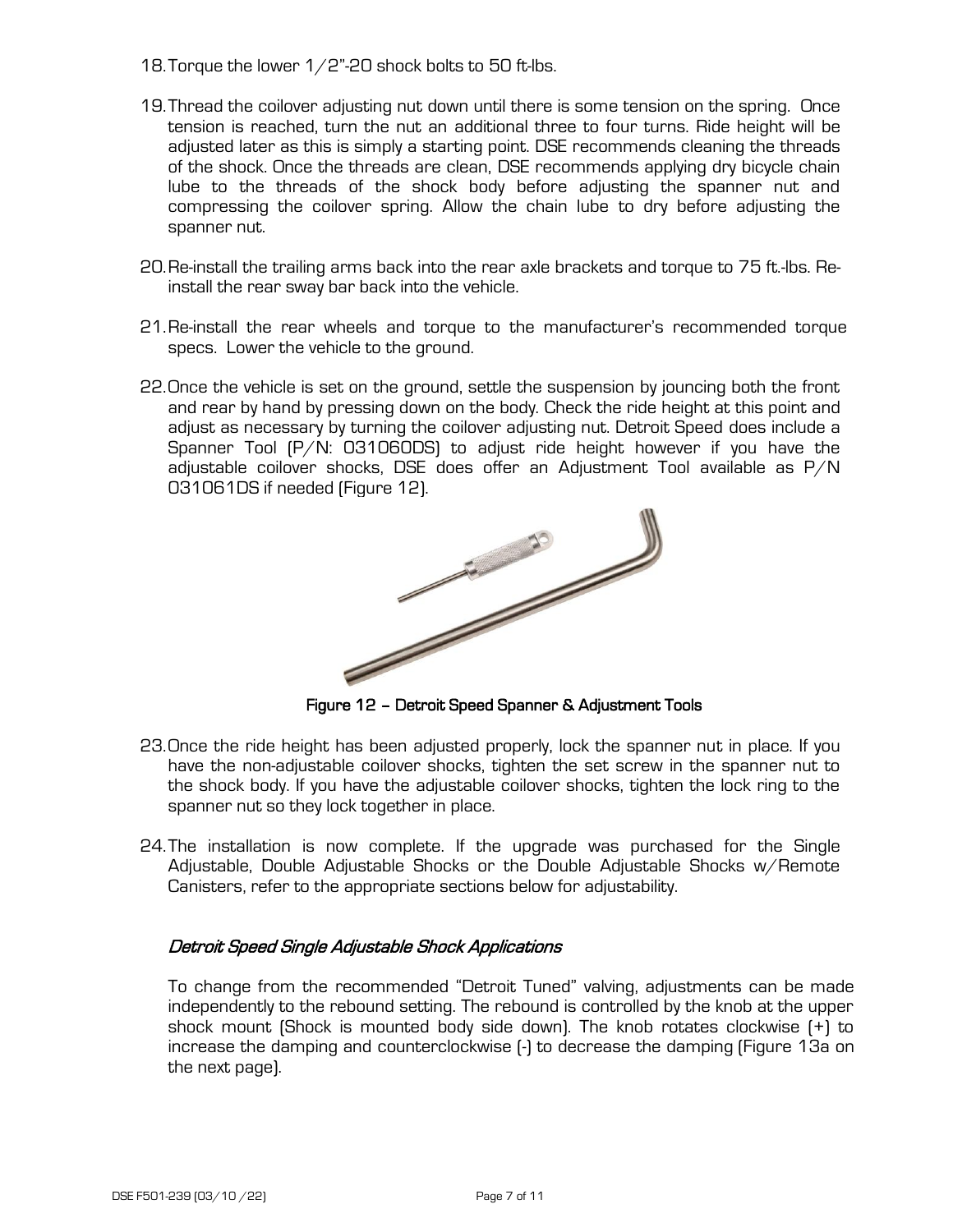18. Torque the lower 1/2"-20 shock bolts to 50 ft-lbs.

19. Thread the coilover adjusting nut down until there is some tension on the spring. Once tension is reached, turn the nut an additional three to four turns. Ride height will be adjusted later as this is simply a starting point. DSE recommends cleaning the threads of the shock. Once the threads are clean, DSE recommends applying dry bicycle chain lube to the threads of the shock body before adjusting the spanner nut and compressing the coilover spring. Allow the chain lube to dry before adjusting the spanner nut.

20. Re-install the trailing arms back into the rear axle brackets and torque to 75 ft.-lbs. Re-install the rear sway bar back into the vehicle.

21. Re-install the rear wheels and torque to the manufacturer's recommended torque specs. Lower the vehicle to the ground.

22. Once the vehicle is set on the ground, settle the suspension by jouncing both the front and rear by hand by pressing down on the body. Check the ride height at this point and adjust as necessary by turning the coilover adjusting nut. Detroit Speed does include a Spanner Tool (P/N: 031060DS) to adjust ride height however if you have the adjustable coilover shocks, DSE does offer an Adjustment Tool available as P/N 031061DS if needed (Figure 12).

**Figure 12 – Detroit Speed Spanner & Adjustment Tools**

23. Once the ride height has been adjusted properly, lock the spanner nut in place. If you have the non-adjustable coilover shocks, tighten the set screw in the spanner nut to the shock body. If you have the adjustable coilover shocks, tighten the lock ring to the spanner nut so they lock together in place.

24. The installation is now complete. If the upgrade was purchased for the Single Adjustable, Double Adjustable Shocks or the Double Adjustable Shocks w/Remote Canisters, refer to the appropriate sections below for adjustability.

### *Detroit Speed Single Adjustable Shock Applications*

To change from the recommended "Detroit Tuned" valving, adjustments can be made independently to the rebound setting. The rebound is controlled by the knob at the upper shock mount (Shock is mounted body side down). The knob rotates clockwise (+) to increase the damping and counterclockwise (-) to decrease the damping (Figure 13a on the next page).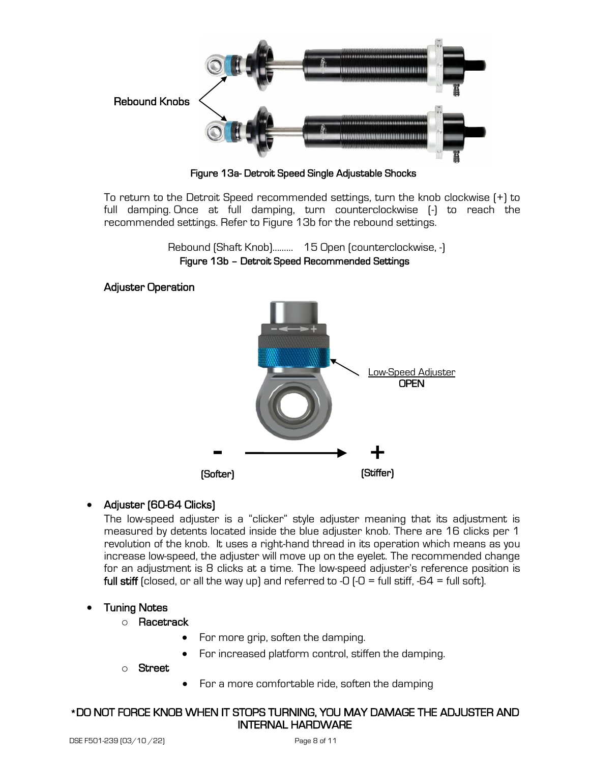Rebound Knobs

**Figure 13a- Detroit Speed Single Adjustable Shocks**

To return to the Detroit Speed recommended settings, turn the knob clockwise (+) to full damping. Once at full damping, turn counterclockwise (-) to reach the recommended settings. Refer to Figure 13b for the rebound settings.

Rebound (Shaft Knob)......... 15 Open (counterclockwise, -)

**Figure 13b – Detroit Speed Recommended Settings**

**Adjuster Operation**

Low-Speed Adjuster **OPEN**

**-** ⟶ **+**

(Softer) (Stiffer)

- **Adjuster (60-64 Clicks)**
  The low-speed adjuster is a “clicker” style adjuster meaning that its adjustment is measured by detents located inside the blue adjuster knob. There are 16 clicks per 1 revolution of the knob. It uses a right-hand thread in its operation which means as you increase low-speed, the adjuster will move up on the eyelet. The recommended change for an adjustment is 8 clicks at a time. The low-speed adjuster’s reference position is **full stiff** (closed, or all the way up) and referred to -0 (-0 = full stiff, -64 = full soft).

- **Tuning Notes**
  - **Racetrack**
    - For more grip, soften the damping.
    - For increased platform control, stiffen the damping.
  - **Street**
    - For a more comfortable ride, soften the damping

**\*DO NOT FORCE KNOB WHEN IT STOPS TURNING, YOU MAY DAMAGE THE ADJUSTER AND INTERNAL HARDWARE**

DSE F501-239 (03/10 /22)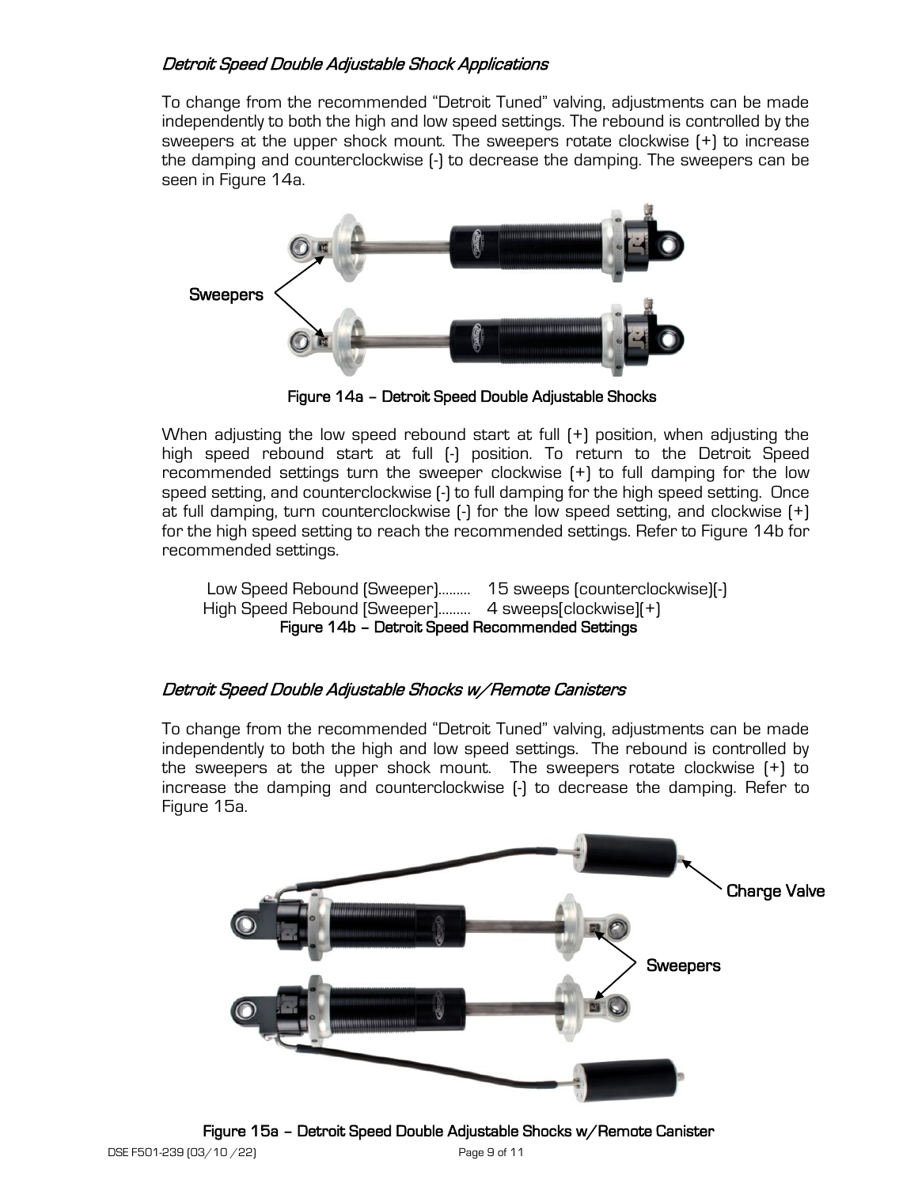### *Detroit Speed Double Adjustable Shock Applications*

To change from the recommended "Detroit Tuned" valving, adjustments can be made independently to both the high and low speed settings. The rebound is controlled by the sweepers at the upper shock mount. The sweepers rotate clockwise (+) to increase the damping and counterclockwise (-) to decrease the damping. The sweepers can be seen in Figure 14a.

Sweepers

**Figure 14a – Detroit Speed Double Adjustable Shocks**

When adjusting the low speed rebound start at full (+) position, when adjusting the high speed rebound start at full (-) position. To return to the Detroit Speed recommended settings turn the sweeper clockwise (+) to full damping for the low speed setting, and counterclockwise (-) to full damping for the high speed setting. Once at full damping, turn counterclockwise (-) for the low speed setting, and clockwise (+) for the high speed setting to reach the recommended settings. Refer to Figure 14b for recommended settings.

Low Speed Rebound (Sweeper)......... 15 sweeps (counterclockwise)(-)
High Speed Rebound (Sweeper)......... 4 sweeps(clockwise)(+)

**Figure 14b – Detroit Speed Recommended Settings**

### *Detroit Speed Double Adjustable Shocks w/Remote Canisters*

To change from the recommended "Detroit Tuned" valving, adjustments can be made independently to both the high and low speed settings. The rebound is controlled by the sweepers at the upper shock mount. The sweepers rotate clockwise (+) to increase the damping and counterclockwise (-) to decrease the damping. Refer to Figure 15a.

Charge Valve

Sweepers

**Figure 15a – Detroit Speed Double Adjustable Shocks w/Remote Canister**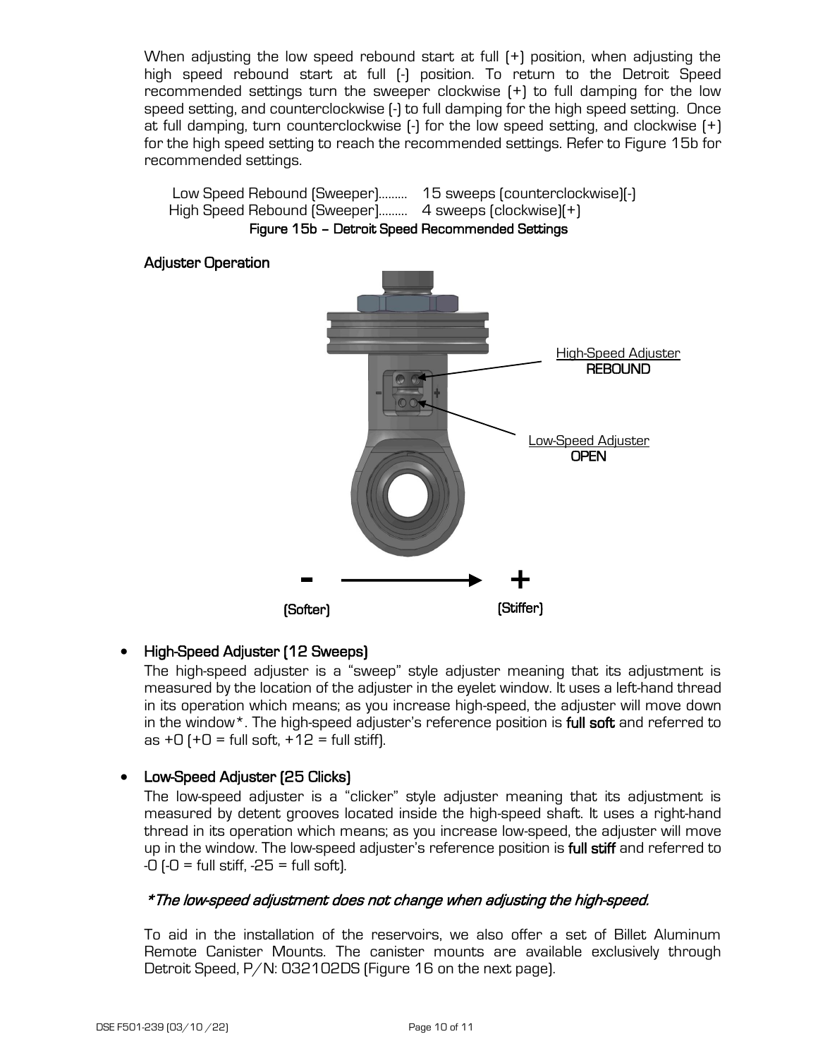When adjusting the low speed rebound start at full (+) position, when adjusting the high speed rebound start at full (-) position. To return to the Detroit Speed recommended settings turn the sweeper clockwise (+) to full damping for the low speed setting, and counterclockwise (-) to full damping for the high speed setting. Once at full damping, turn counterclockwise (-) for the low speed setting, and clockwise (+) for the high speed setting to reach the recommended settings. Refer to Figure 15b for recommended settings.

Low Speed Rebound (Sweeper)......... 15 sweeps (counterclockwise)(-)
High Speed Rebound (Sweeper)......... 4 sweeps (clockwise)(+)

**Figure 15b – Detroit Speed Recommended Settings**

**Adjuster Operation**

High-Speed Adjuster **REBOUND**

Low-Speed Adjuster **OPEN**

**-** ⟶ **+**

**(Softer)** **(Stiffer)**

- **High-Speed Adjuster (12 Sweeps)**
  The high-speed adjuster is a "sweep" style adjuster meaning that its adjustment is measured by the location of the adjuster in the eyelet window. It uses a left-hand thread in its operation which means; as you increase high-speed, the adjuster will move down in the window*. The high-speed adjuster's reference position is **full soft** and referred to as +0 (+0 = full soft, +12 = full stiff).

- **Low-Speed Adjuster (25 Clicks)**
  The low-speed adjuster is a "clicker" style adjuster meaning that its adjustment is measured by detent grooves located inside the high-speed shaft. It uses a right-hand thread in its operation which means; as you increase low-speed, the adjuster will move up in the window. The low-speed adjuster's reference position is **full stiff** and referred to -0 (-0 = full stiff, -25 = full soft).

*\*The low-speed adjustment does not change when adjusting the high-speed.*

To aid in the installation of the reservoirs, we also offer a set of Billet Aluminum Remote Canister Mounts. The canister mounts are available exclusively through Detroit Speed, P/N: 032102DS (Figure 16 on the next page).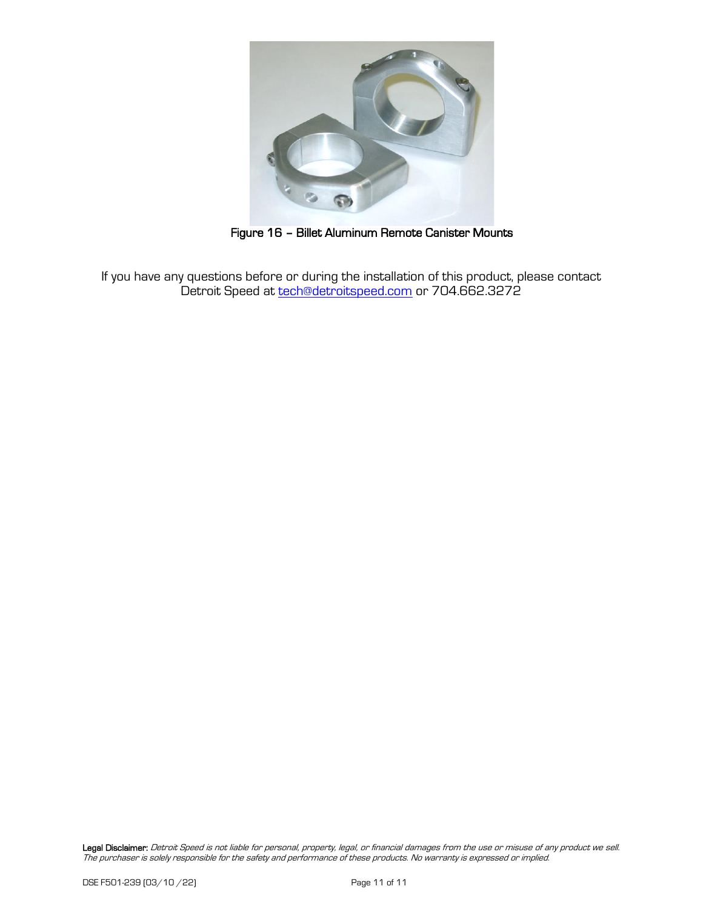**Figure 16 – Billet Aluminum Remote Canister Mounts**

If you have any questions before or during the installation of this product, please contact Detroit Speed at tech@detroitspeed.com or 704.662.3272

**Legal Disclaimer:** *Detroit Speed is not liable for personal, property, legal, or financial damages from the use or misuse of any product we sell. The purchaser is solely responsible for the safety and performance of these products. No warranty is expressed or implied.*

DSE F501-239 (03/10 /22)